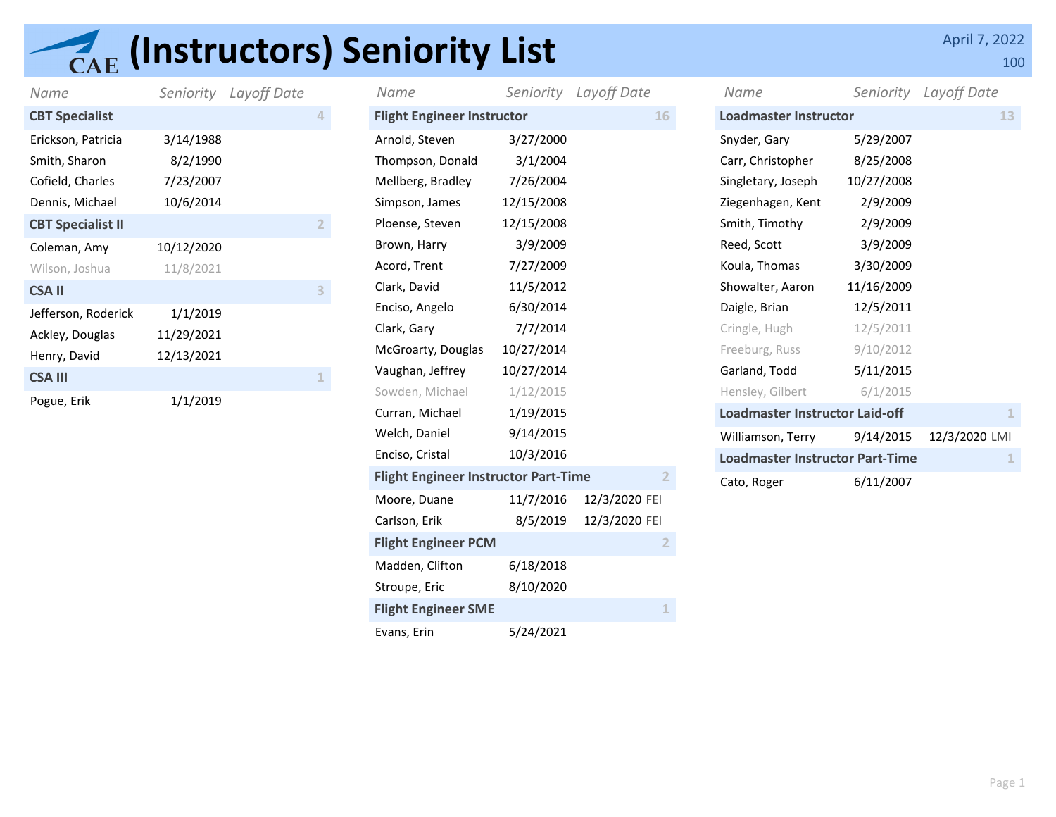# (Instructors) Seniority List

April 7, 2022

100

## CBT Specialist (4)

| Name | Seniority | Layoff Date |
| --- | --- | --- |
| Erickson, Patricia | 3/14/1988 | |
| Smith, Sharon | 8/2/1990 | |
| Cofield, Charles | 7/23/2007 | |
| Dennis, Michael | 10/6/2014 | |

## CBT Specialist II (2)

| Name | Seniority | Layoff Date |
| --- | --- | --- |
| Coleman, Amy | 10/12/2020 | |
| Wilson, Joshua | 11/8/2021 | |

## CSA II (3)

| Name | Seniority | Layoff Date |
| --- | --- | --- |
| Jefferson, Roderick | 1/1/2019 | |
| Ackley, Douglas | 11/29/2021 | |
| Henry, David | 12/13/2021 | |

## CSA III (1)

| Name | Seniority | Layoff Date |
| --- | --- | --- |
| Pogue, Erik | 1/1/2019 | |

## Flight Engineer Instructor (16)

| Name | Seniority | Layoff Date |
| --- | --- | --- |
| Arnold, Steven | 3/27/2000 | |
| Thompson, Donald | 3/1/2004 | |
| Mellberg, Bradley | 7/26/2004 | |
| Simpson, James | 12/15/2008 | |
| Ploense, Steven | 12/15/2008 | |
| Brown, Harry | 3/9/2009 | |
| Acord, Trent | 7/27/2009 | |
| Clark, David | 11/5/2012 | |
| Enciso, Angelo | 6/30/2014 | |
| Clark, Gary | 7/7/2014 | |
| McGroarty, Douglas | 10/27/2014 | |
| Vaughan, Jeffrey | 10/27/2014 | |
| Sowden, Michael | 1/12/2015 | |
| Curran, Michael | 1/19/2015 | |
| Welch, Daniel | 9/14/2015 | |
| Enciso, Cristal | 10/3/2016 | |

## Flight Engineer Instructor Part-Time (2)

| Name | Seniority | Layoff Date |
| --- | --- | --- |
| Moore, Duane | 11/7/2016 | 12/3/2020 FEI |
| Carlson, Erik | 8/5/2019 | 12/3/2020 FEI |

## Flight Engineer PCM (2)

| Name | Seniority | Layoff Date |
| --- | --- | --- |
| Madden, Clifton | 6/18/2018 | |
| Stroupe, Eric | 8/10/2020 | |

## Flight Engineer SME (1)

| Name | Seniority | Layoff Date |
| --- | --- | --- |
| Evans, Erin | 5/24/2021 | |

## Loadmaster Instructor (13)

| Name | Seniority | Layoff Date |
| --- | --- | --- |
| Snyder, Gary | 5/29/2007 | |
| Carr, Christopher | 8/25/2008 | |
| Singletary, Joseph | 10/27/2008 | |
| Ziegenhagen, Kent | 2/9/2009 | |
| Smith, Timothy | 2/9/2009 | |
| Reed, Scott | 3/9/2009 | |
| Koula, Thomas | 3/30/2009 | |
| Showalter, Aaron | 11/16/2009 | |
| Daigle, Brian | 12/5/2011 | |
| Cringle, Hugh | 12/5/2011 | |
| Freeburg, Russ | 9/10/2012 | |
| Garland, Todd | 5/11/2015 | |
| Hensley, Gilbert | 6/1/2015 | |

## Loadmaster Instructor Laid-off (1)

| Name | Seniority | Layoff Date |
| --- | --- | --- |
| Williamson, Terry | 9/14/2015 | 12/3/2020 LMI |

## Loadmaster Instructor Part-Time (1)

| Name | Seniority | Layoff Date |
| --- | --- | --- |
| Cato, Roger | 6/11/2007 | |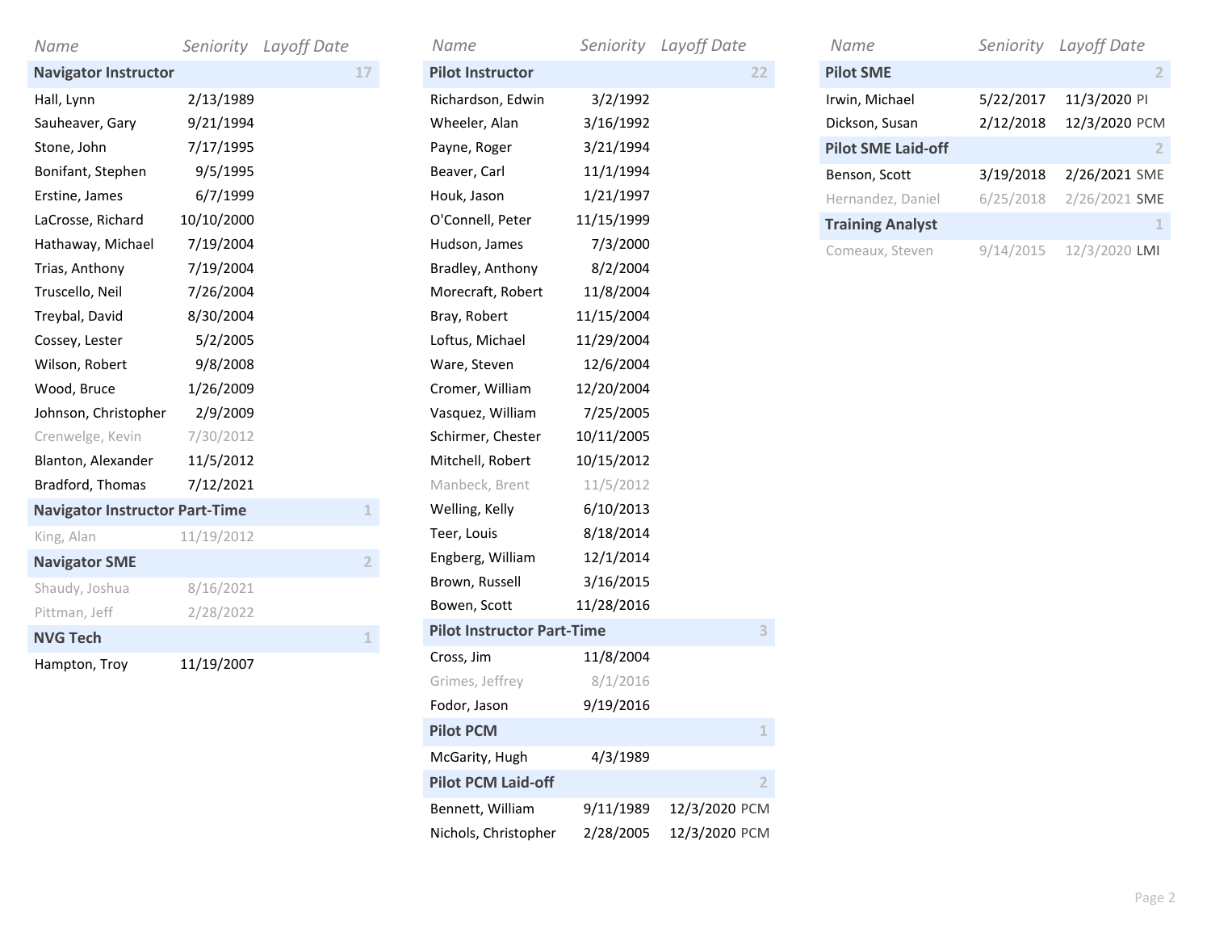| Name | Seniority | Layoff Date |
|---|---|---|
| **Navigator Instructor** | | 17 |
| Hall, Lynn | 2/13/1989 | |
| Sauheaver, Gary | 9/21/1994 | |
| Stone, John | 7/17/1995 | |
| Bonifant, Stephen | 9/5/1995 | |
| Erstine, James | 6/7/1999 | |
| LaCrosse, Richard | 10/10/2000 | |
| Hathaway, Michael | 7/19/2004 | |
| Trias, Anthony | 7/19/2004 | |
| Truscello, Neil | 7/26/2004 | |
| Treybal, David | 8/30/2004 | |
| Cossey, Lester | 5/2/2005 | |
| Wilson, Robert | 9/8/2008 | |
| Wood, Bruce | 1/26/2009 | |
| Johnson, Christopher | 2/9/2009 | |
| Crenwelge, Kevin | 7/30/2012 | |
| Blanton, Alexander | 11/5/2012 | |
| Bradford, Thomas | 7/12/2021 | |
| **Navigator Instructor Part-Time** | | 1 |
| King, Alan | 11/19/2012 | |
| **Navigator SME** | | 2 |
| Shaudy, Joshua | 8/16/2021 | |
| Pittman, Jeff | 2/28/2022 | |
| **NVG Tech** | | 1 |
| Hampton, Troy | 11/19/2007 | |

| Name | Seniority | Layoff Date |
|---|---|---|
| **Pilot Instructor** | | 22 |
| Richardson, Edwin | 3/2/1992 | |
| Wheeler, Alan | 3/16/1992 | |
| Payne, Roger | 3/21/1994 | |
| Beaver, Carl | 11/1/1994 | |
| Houk, Jason | 1/21/1997 | |
| O'Connell, Peter | 11/15/1999 | |
| Hudson, James | 7/3/2000 | |
| Bradley, Anthony | 8/2/2004 | |
| Morecraft, Robert | 11/8/2004 | |
| Bray, Robert | 11/15/2004 | |
| Loftus, Michael | 11/29/2004 | |
| Ware, Steven | 12/6/2004 | |
| Cromer, William | 12/20/2004 | |
| Vasquez, William | 7/25/2005 | |
| Schirmer, Chester | 10/11/2005 | |
| Mitchell, Robert | 10/15/2012 | |
| Manbeck, Brent | 11/5/2012 | |
| Welling, Kelly | 6/10/2013 | |
| Teer, Louis | 8/18/2014 | |
| Engberg, William | 12/1/2014 | |
| Brown, Russell | 3/16/2015 | |
| Bowen, Scott | 11/28/2016 | |
| **Pilot Instructor Part-Time** | | 3 |
| Cross, Jim | 11/8/2004 | |
| Grimes, Jeffrey | 8/1/2016 | |
| Fodor, Jason | 9/19/2016 | |
| **Pilot PCM** | | 1 |
| McGarity, Hugh | 4/3/1989 | |
| **Pilot PCM Laid-off** | | 2 |
| Bennett, William | 9/11/1989 | 12/3/2020 PCM |
| Nichols, Christopher | 2/28/2005 | 12/3/2020 PCM |

| Name | Seniority | Layoff Date |
|---|---|---|
| **Pilot SME** | | 2 |
| Irwin, Michael | 5/22/2017 | 11/3/2020 PI |
| Dickson, Susan | 2/12/2018 | 12/3/2020 PCM |
| **Pilot SME Laid-off** | | 2 |
| Benson, Scott | 3/19/2018 | 2/26/2021 SME |
| Hernandez, Daniel | 6/25/2018 | 2/26/2021 SME |
| **Training Analyst** | | 1 |
| Comeaux, Steven | 9/14/2015 | 12/3/2020 LMI |